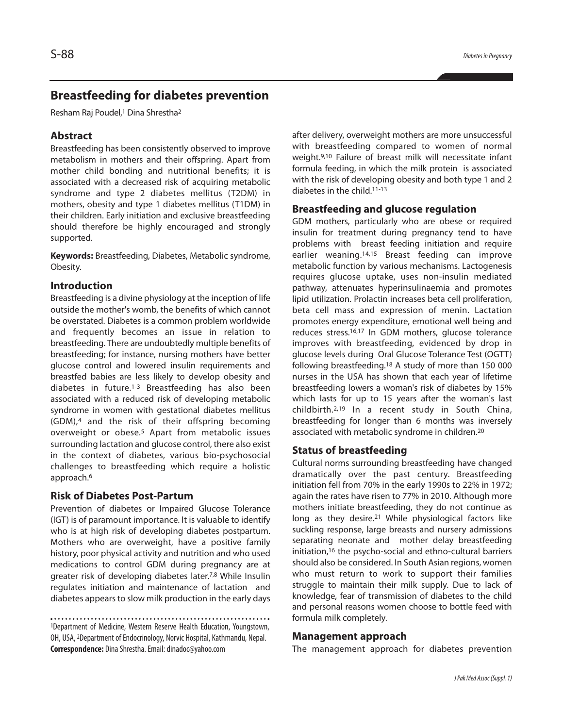# Breastfeeding for diabetes prevention

Resham Raj Poudel,[1] Dina Shrestha[2]

## Abstract

Breastfeeding has been consistently observed to improve metabolism in mothers and their offspring. Apart from mother child bonding and nutritional benefits; it is associated with a decreased risk of acquiring metabolic syndrome and type 2 diabetes mellitus (T2DM) in mothers, obesity and type 1 diabetes mellitus (T1DM) in their children. Early initiation and exclusive breastfeeding should therefore be highly encouraged and strongly supported.

**Keywords:** Breastfeeding, Diabetes, Metabolic syndrome, Obesity.

## Introduction

Breastfeeding is a divine physiology at the inception of life outside the mother's womb, the benefits of which cannot be overstated. Diabetes is a common problem worldwide and frequently becomes an issue in relation to breastfeeding. There are undoubtedly multiple benefits of breastfeeding; for instance, nursing mothers have better glucose control and lowered insulin requirements and breastfed babies are less likely to develop obesity and diabetes in future.[1-3] Breastfeeding has also been associated with a reduced risk of developing metabolic syndrome in women with gestational diabetes mellitus (GDM),[4] and the risk of their offspring becoming overweight or obese.[5] Apart from metabolic issues surrounding lactation and glucose control, there also exist in the context of diabetes, various bio-psychosocial challenges to breastfeeding which require a holistic approach.[6]

## Risk of Diabetes Post-Partum

Prevention of diabetes or Impaired Glucose Tolerance (IGT) is of paramount importance. It is valuable to identify who is at high risk of developing diabetes postpartum. Mothers who are overweight, have a positive family history, poor physical activity and nutrition and who used medications to control GDM during pregnancy are at greater risk of developing diabetes later.[7,8] While Insulin regulates initiation and maintenance of lactation and diabetes appears to slow milk production in the early days after delivery, overweight mothers are more unsuccessful with breastfeeding compared to women of normal weight.[9,10] Failure of breast milk will necessitate infant formula feeding, in which the milk protein is associated with the risk of developing obesity and both type 1 and 2 diabetes in the child.[11-13]

## Breastfeeding and glucose regulation

GDM mothers, particularly who are obese or required insulin for treatment during pregnancy tend to have problems with breast feeding initiation and require earlier weaning.[14,15] Breast feeding can improve metabolic function by various mechanisms. Lactogenesis requires glucose uptake, uses non-insulin mediated pathway, attenuates hyperinsulinaemia and promotes lipid utilization. Prolactin increases beta cell proliferation, beta cell mass and expression of menin. Lactation promotes energy expenditure, emotional well being and reduces stress.[16,17] In GDM mothers, glucose tolerance improves with breastfeeding, evidenced by drop in glucose levels during Oral Glucose Tolerance Test (OGTT) following breastfeeding.[18] A study of more than 150 000 nurses in the USA has shown that each year of lifetime breastfeeding lowers a woman's risk of diabetes by 15% which lasts for up to 15 years after the woman's last childbirth.[2,19] In a recent study in South China, breastfeeding for longer than 6 months was inversely associated with metabolic syndrome in children.[20]

## Status of breastfeeding

Cultural norms surrounding breastfeeding have changed dramatically over the past century. Breastfeeding initiation fell from 70% in the early 1990s to 22% in 1972; again the rates have risen to 77% in 2010. Although more mothers initiate breastfeeding, they do not continue as long as they desire.[21] While physiological factors like suckling response, large breasts and nursery admissions separating neonate and mother delay breastfeeding initiation,[16] the psycho-social and ethno-cultural barriers should also be considered. In South Asian regions, women who must return to work to support their families struggle to maintain their milk supply. Due to lack of knowledge, fear of transmission of diabetes to the child and personal reasons women choose to bottle feed with formula milk completely.

## Management approach

The management approach for diabetes prevention

---

[1]Department of Medicine, Western Reserve Health Education, Youngstown, OH, USA, [2]Department of Endocrinology, Norvic Hospital, Kathmandu, Nepal.

**Correspondence:** Dina Shrestha. Email: dinadoc@yahoo.com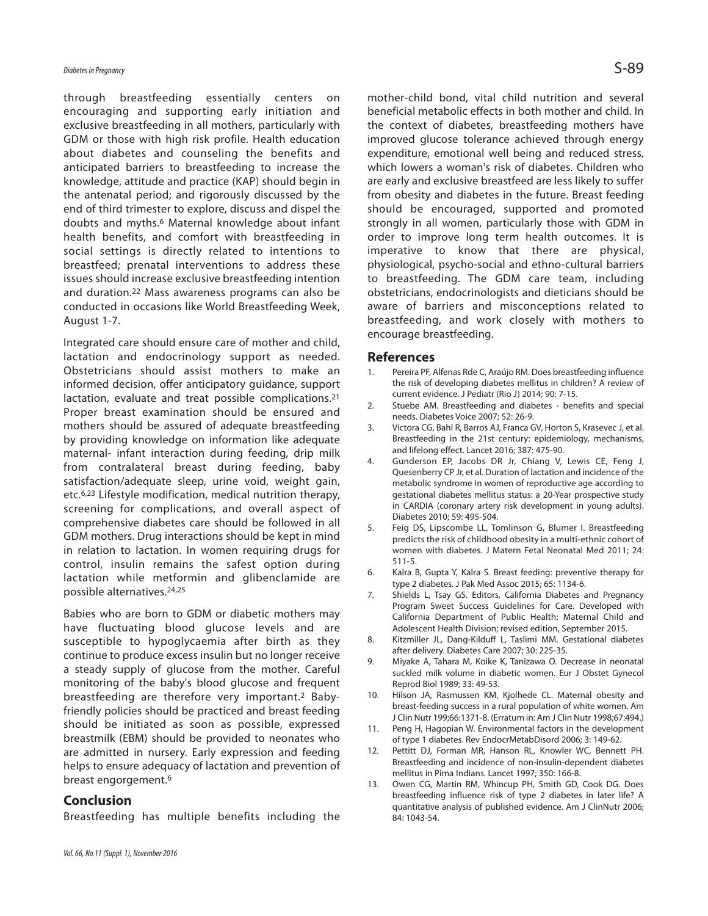through breastfeeding essentially centers on encouraging and supporting early initiation and exclusive breastfeeding in all mothers, particularly with GDM or those with high risk profile. Health education about diabetes and counseling the benefits and anticipated barriers to breastfeeding to increase the knowledge, attitude and practice (KAP) should begin in the antenatal period; and rigorously discussed by the end of third trimester to explore, discuss and dispel the doubts and myths.[6] Maternal knowledge about infant health benefits, and comfort with breastfeeding in social settings is directly related to intentions to breastfeed; prenatal interventions to address these issues should increase exclusive breastfeeding intention and duration.[22] Mass awareness programs can also be conducted in occasions like World Breastfeeding Week, August 1-7.

Integrated care should ensure care of mother and child, lactation and endocrinology support as needed. Obstetricians should assist mothers to make an informed decision, offer anticipatory guidance, support lactation, evaluate and treat possible complications.[21] Proper breast examination should be ensured and mothers should be assured of adequate breastfeeding by providing knowledge on information like adequate maternal- infant interaction during feeding, drip milk from contralateral breast during feeding, baby satisfaction/adequate sleep, urine void, weight gain, etc.[6,23] Lifestyle modification, medical nutrition therapy, screening for complications, and overall aspect of comprehensive diabetes care should be followed in all GDM mothers. Drug interactions should be kept in mind in relation to lactation. In women requiring drugs for control, insulin remains the safest option during lactation while metformin and glibenclamide are possible alternatives.[24,25]

Babies who are born to GDM or diabetic mothers may have fluctuating blood glucose levels and are susceptible to hypoglycaemia after birth as they continue to produce excess insulin but no longer receive a steady supply of glucose from the mother. Careful monitoring of the baby's blood glucose and frequent breastfeeding are therefore very important.[2] Baby-friendly policies should be practiced and breast feeding should be initiated as soon as possible, expressed breastmilk (EBM) should be provided to neonates who are admitted in nursery. Early expression and feeding helps to ensure adequacy of lactation and prevention of breast engorgement.[6]

## Conclusion

Breastfeeding has multiple benefits including the mother-child bond, vital child nutrition and several beneficial metabolic effects in both mother and child. In the context of diabetes, breastfeeding mothers have improved glucose tolerance achieved through energy expenditure, emotional well being and reduced stress, which lowers a woman's risk of diabetes. Children who are early and exclusive breastfeed are less likely to suffer from obesity and diabetes in the future. Breast feeding should be encouraged, supported and promoted strongly in all women, particularly those with GDM in order to improve long term health outcomes. It is imperative to know that there are physical, physiological, psycho-social and ethno-cultural barriers to breastfeeding. The GDM care team, including obstetricians, endocrinologists and dieticians should be aware of barriers and misconceptions related to breastfeeding, and work closely with mothers to encourage breastfeeding.

## References

1. Pereira PF, Alfenas Rde C, Araújo RM. Does breastfeeding influence the risk of developing diabetes mellitus in children? A review of current evidence. J Pediatr (Rio J) 2014; 90: 7-15.
2. Stuebe AM. Breastfeeding and diabetes - benefits and special needs. Diabetes Voice 2007; 52: 26-9.
3. Victora CG, Bahl R, Barros AJ, Franca GV, Horton S, Krasevec J, et al. Breastfeeding in the 21st century: epidemiology, mechanisms, and lifelong effect. Lancet 2016; 387: 475-90.
4. Gunderson EP, Jacobs DR Jr, Chiang V, Lewis CE, Feng J, Quesenberry CP Jr, et al. Duration of lactation and incidence of the metabolic syndrome in women of reproductive age according to gestational diabetes mellitus status: a 20-Year prospective study in CARDIA (coronary artery risk development in young adults). Diabetes 2010; 59: 495-504.
5. Feig DS, Lipscombe LL, Tomlinson G, Blumer I. Breastfeeding predicts the risk of childhood obesity in a multi-ethnic cohort of women with diabetes. J Matern Fetal Neonatal Med 2011; 24: 511-5.
6. Kalra B, Gupta Y, Kalra S. Breast feeding: preventive therapy for type 2 diabetes. J Pak Med Assoc 2015; 65: 1134-6.
7. Shields L, Tsay GS. Editors, California Diabetes and Pregnancy Program Sweet Success Guidelines for Care. Developed with California Department of Public Health; Maternal Child and Adolescent Health Division; revised edition, September 2015.
8. Kitzmiller JL, Dang-Kilduff L, Taslimi MM. Gestational diabetes after delivery. Diabetes Care 2007; 30: 225-35.
9. Miyake A, Tahara M, Koike K, Tanizawa O. Decrease in neonatal suckled milk volume in diabetic women. Eur J Obstet Gynecol Reprod Biol 1989; 33: 49-53.
10. Hilson JA, Rasmussen KM, Kjolhede CL. Maternal obesity and breast-feeding success in a rural population of white women. Am J Clin Nutr 199;66:1371-8. (Erratum in: Am J Clin Nutr 1998;67:494.)
11. Peng H, Hagopian W. Environmental factors in the development of type 1 diabetes. Rev EndocrMetabDisord 2006; 3: 149-62.
12. Pettitt DJ, Forman MR, Hanson RL, Knowler WC, Bennett PH. Breastfeeding and incidence of non-insulin-dependent diabetes mellitus in Pima Indians. Lancet 1997; 350: 166-8.
13. Owen CG, Martin RM, Whincup PH, Smith GD, Cook DG. Does breastfeeding influence risk of type 2 diabetes in later life? A quantitative analysis of published evidence. Am J ClinNutr 2006; 84: 1043-54.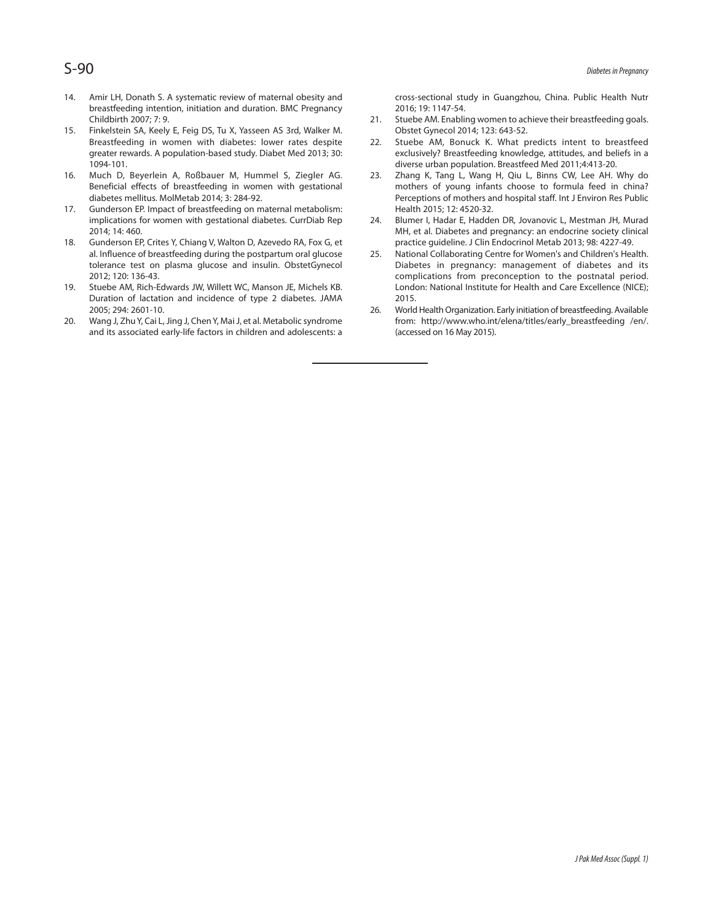14. Amir LH, Donath S. A systematic review of maternal obesity and breastfeeding intention, initiation and duration. BMC Pregnancy Childbirth 2007; 7: 9.
15. Finkelstein SA, Keely E, Feig DS, Tu X, Yasseen AS 3rd, Walker M. Breastfeeding in women with diabetes: lower rates despite greater rewards. A population-based study. Diabet Med 2013; 30: 1094-101.
16. Much D, Beyerlein A, Roßbauer M, Hummel S, Ziegler AG. Beneficial effects of breastfeeding in women with gestational diabetes mellitus. MolMetab 2014; 3: 284-92.
17. Gunderson EP. Impact of breastfeeding on maternal metabolism: implications for women with gestational diabetes. CurrDiab Rep 2014; 14: 460.
18. Gunderson EP, Crites Y, Chiang V, Walton D, Azevedo RA, Fox G, et al. Influence of breastfeeding during the postpartum oral glucose tolerance test on plasma glucose and insulin. ObstetGynecol 2012; 120: 136-43.
19. Stuebe AM, Rich-Edwards JW, Willett WC, Manson JE, Michels KB. Duration of lactation and incidence of type 2 diabetes. JAMA 2005; 294: 2601-10.
20. Wang J, Zhu Y, Cai L, Jing J, Chen Y, Mai J, et al. Metabolic syndrome and its associated early-life factors in children and adolescents: a cross-sectional study in Guangzhou, China. Public Health Nutr 2016; 19: 1147-54.
21. Stuebe AM. Enabling women to achieve their breastfeeding goals. Obstet Gynecol 2014; 123: 643-52.
22. Stuebe AM, Bonuck K. What predicts intent to breastfeed exclusively? Breastfeeding knowledge, attitudes, and beliefs in a diverse urban population. Breastfeed Med 2011;4:413-20.
23. Zhang K, Tang L, Wang H, Qiu L, Binns CW, Lee AH. Why do mothers of young infants choose to formula feed in china? Perceptions of mothers and hospital staff. Int J Environ Res Public Health 2015; 12: 4520-32.
24. Blumer I, Hadar E, Hadden DR, Jovanovic L, Mestman JH, Murad MH, et al. Diabetes and pregnancy: an endocrine society clinical practice guideline. J Clin Endocrinol Metab 2013; 98: 4227-49.
25. National Collaborating Centre for Women's and Children's Health. Diabetes in pregnancy: management of diabetes and its complications from preconception to the postnatal period. London: National Institute for Health and Care Excellence (NICE); 2015.
26. World Health Organization. Early initiation of breastfeeding. Available from: http://www.who.int/elena/titles/early_breastfeeding /en/. (accessed on 16 May 2015).